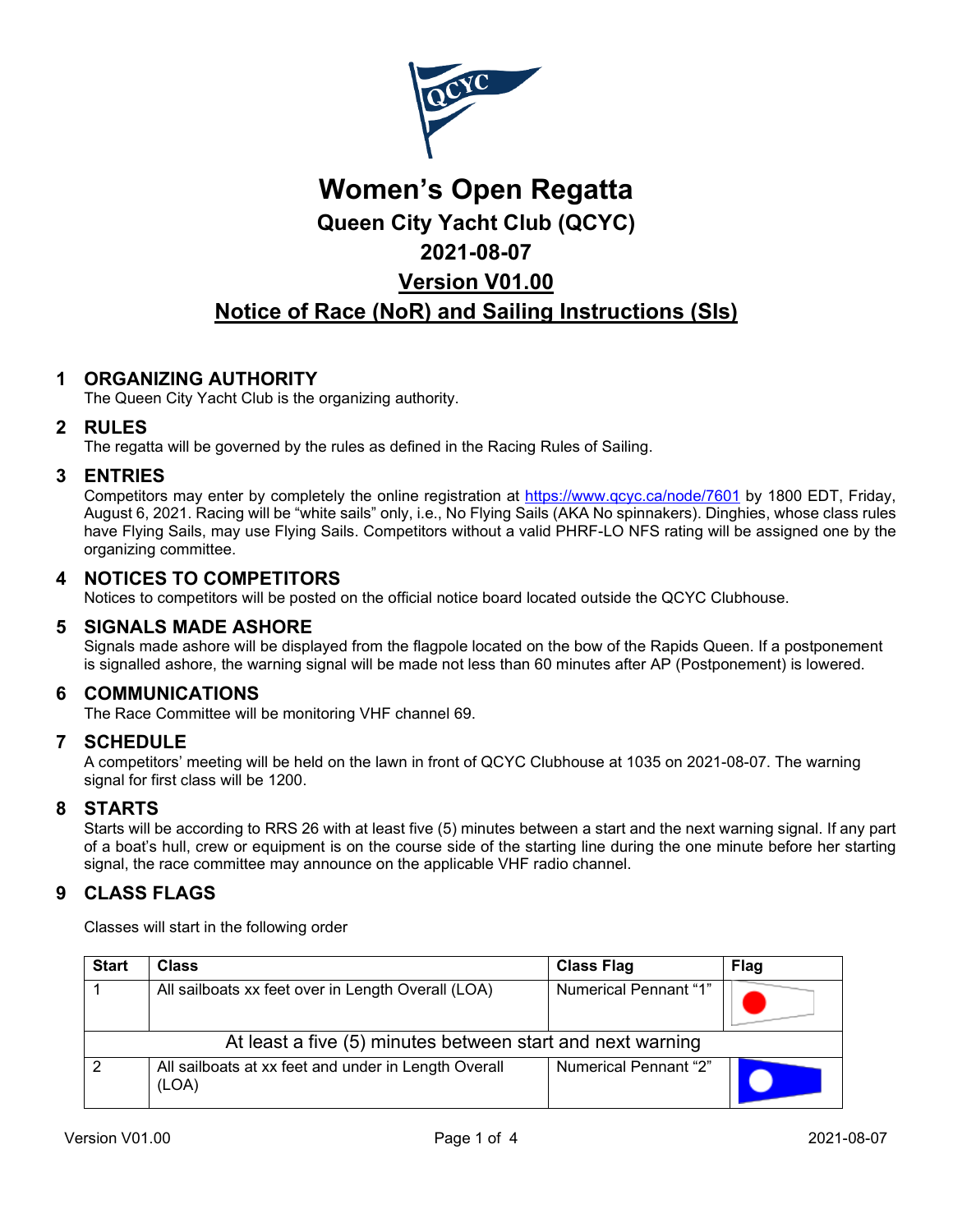# Women's Open Regatta

## Queen City Yacht Club (QCYC)

## 2021-08-07

## Version V01.00

## Notice of Race (NoR) and Sailing Instructions (SIs)

## 1 ORGANIZING AUTHORITY

The Queen City Yacht Club is the organizing authority.

## 2 RULES

The regatta will be governed by the rules as defined in the Racing Rules of Sailing.

## 3 ENTRIES

Competitors may enter by completely the online registration at https://www.qcyc.ca/node/7601 by 1800 EDT, Friday, August 6, 2021. Racing will be "white sails" only, i.e., No Flying Sails (AKA No spinnakers). Dinghies, whose class rules have Flying Sails, may use Flying Sails. Competitors without a valid PHRF-LO NFS rating will be assigned one by the organizing committee.

## 4 NOTICES TO COMPETITORS

Notices to competitors will be posted on the official notice board located outside the QCYC Clubhouse.

## 5 SIGNALS MADE ASHORE

Signals made ashore will be displayed from the flagpole located on the bow of the Rapids Queen. If a postponement is signalled ashore, the warning signal will be made not less than 60 minutes after AP (Postponement) is lowered.

## 6 COMMUNICATIONS

The Race Committee will be monitoring VHF channel 69.

## 7 SCHEDULE

A competitors' meeting will be held on the lawn in front of QCYC Clubhouse at 1035 on 2021-08-07. The warning signal for first class will be 1200.

## 8 STARTS

Starts will be according to RRS 26 with at least five (5) minutes between a start and the next warning signal. If any part of a boat's hull, crew or equipment is on the course side of the starting line during the one minute before her starting signal, the race committee may announce on the applicable VHF radio channel.

## 9 CLASS FLAGS

Classes will start in the following order

| Start | Class | Class Flag | Flag |
|---|---|---|---|
| 1 | All sailboats xx feet over in Length Overall (LOA) | Numerical Pennant "1" | |
| At least a five (5) minutes between start and next warning | | | |
| 2 | All sailboats at xx feet and under in Length Overall (LOA) | Numerical Pennant "2" | |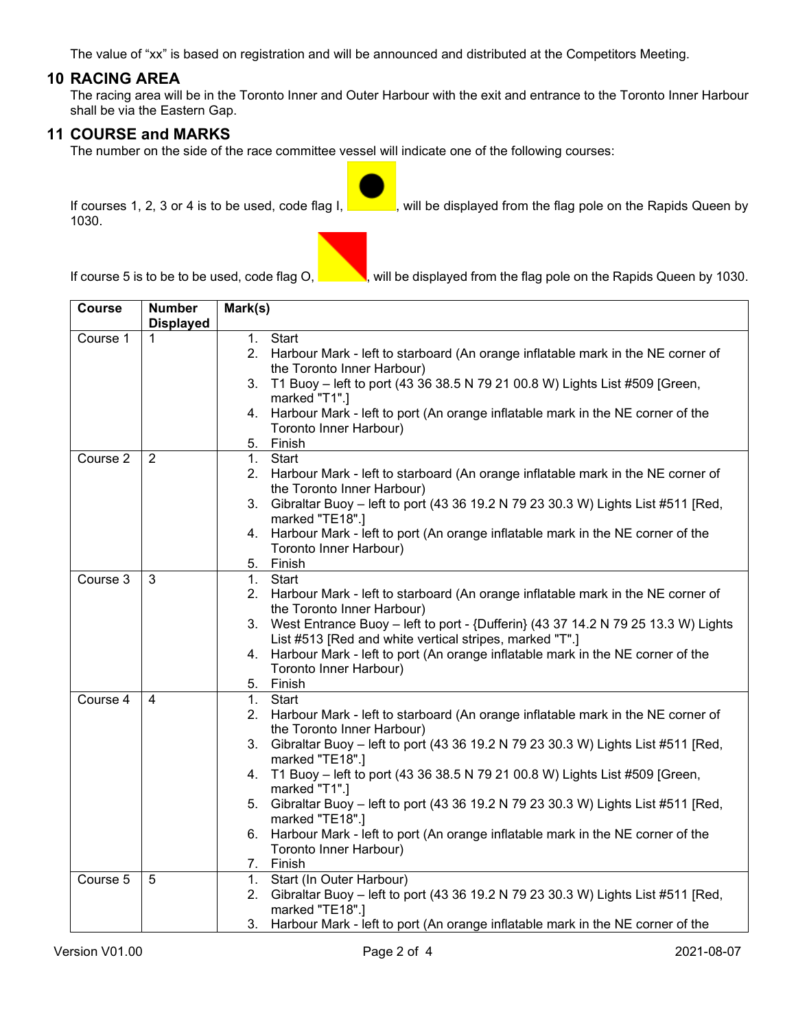The value of "xx" is based on registration and will be announced and distributed at the Competitors Meeting.

## 10 RACING AREA

The racing area will be in the Toronto Inner and Outer Harbour with the exit and entrance to the Toronto Inner Harbour shall be via the Eastern Gap.

## 11 COURSE and MARKS

The number on the side of the race committee vessel will indicate one of the following courses:

If courses 1, 2, 3 or 4 is to be used, code flag I, , will be displayed from the flag pole on the Rapids Queen by 1030.

If course 5 is to be to be used, code flag O, , will be displayed from the flag pole on the Rapids Queen by 1030.

| Course | Number Displayed | Mark(s) |
|---|---|---|
| Course 1 | 1 | 1. Start<br>2. Harbour Mark - left to starboard (An orange inflatable mark in the NE corner of the Toronto Inner Harbour)<br>3. T1 Buoy – left to port (43 36 38.5 N 79 21 00.8 W) Lights List #509 [Green, marked "T1".]<br>4. Harbour Mark - left to port (An orange inflatable mark in the NE corner of the Toronto Inner Harbour)<br>5. Finish |
| Course 2 | 2 | 1. Start<br>2. Harbour Mark - left to starboard (An orange inflatable mark in the NE corner of the Toronto Inner Harbour)<br>3. Gibraltar Buoy – left to port (43 36 19.2 N 79 23 30.3 W) Lights List #511 [Red, marked "TE18".]<br>4. Harbour Mark - left to port (An orange inflatable mark in the NE corner of the Toronto Inner Harbour)<br>5. Finish |
| Course 3 | 3 | 1. Start<br>2. Harbour Mark - left to starboard (An orange inflatable mark in the NE corner of the Toronto Inner Harbour)<br>3. West Entrance Buoy – left to port - {Dufferin} (43 37 14.2 N 79 25 13.3 W) Lights List #513 [Red and white vertical stripes, marked "T".]<br>4. Harbour Mark - left to port (An orange inflatable mark in the NE corner of the Toronto Inner Harbour)<br>5. Finish |
| Course 4 | 4 | 1. Start<br>2. Harbour Mark - left to starboard (An orange inflatable mark in the NE corner of the Toronto Inner Harbour)<br>3. Gibraltar Buoy – left to port (43 36 19.2 N 79 23 30.3 W) Lights List #511 [Red, marked "TE18".]<br>4. T1 Buoy – left to port (43 36 38.5 N 79 21 00.8 W) Lights List #509 [Green, marked "T1".]<br>5. Gibraltar Buoy – left to port (43 36 19.2 N 79 23 30.3 W) Lights List #511 [Red, marked "TE18".]<br>6. Harbour Mark - left to port (An orange inflatable mark in the NE corner of the Toronto Inner Harbour)<br>7. Finish |
| Course 5 | 5 | 1. Start (In Outer Harbour)<br>2. Gibraltar Buoy – left to port (43 36 19.2 N 79 23 30.3 W) Lights List #511 [Red, marked "TE18".]<br>3. Harbour Mark - left to port (An orange inflatable mark in the NE corner of the |

Version V01.00 2021-08-07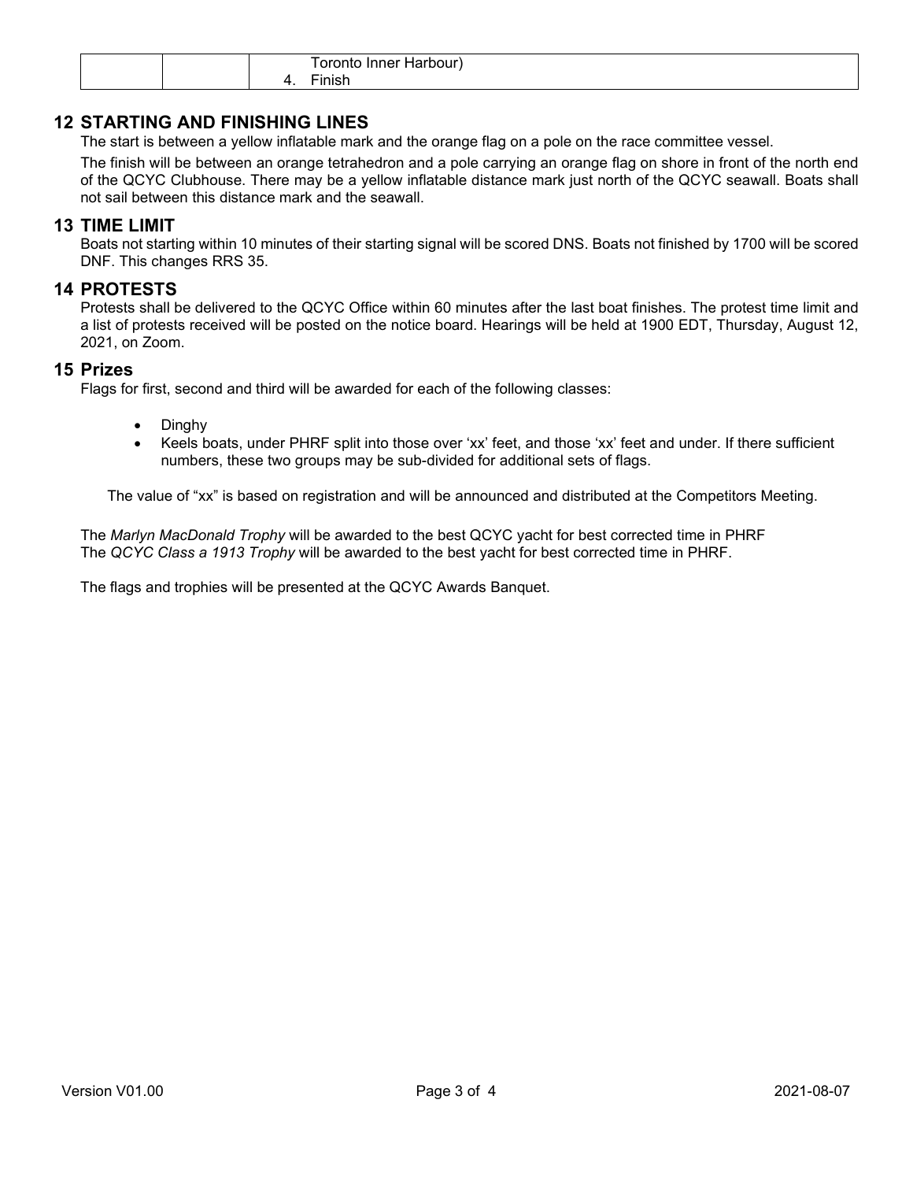| | | Toronto Inner Harbour)<br>4. Finish |
|---|---|---|

## 12 STARTING AND FINISHING LINES

The start is between a yellow inflatable mark and the orange flag on a pole on the race committee vessel.

The finish will be between an orange tetrahedron and a pole carrying an orange flag on shore in front of the north end of the QCYC Clubhouse. There may be a yellow inflatable distance mark just north of the QCYC seawall. Boats shall not sail between this distance mark and the seawall.

## 13 TIME LIMIT

Boats not starting within 10 minutes of their starting signal will be scored DNS. Boats not finished by 1700 will be scored DNF. This changes RRS 35.

## 14 PROTESTS

Protests shall be delivered to the QCYC Office within 60 minutes after the last boat finishes. The protest time limit and a list of protests received will be posted on the notice board. Hearings will be held at 1900 EDT, Thursday, August 12, 2021, on Zoom.

## 15 Prizes

Flags for first, second and third will be awarded for each of the following classes:

- Dinghy
- Keels boats, under PHRF split into those over 'xx' feet, and those 'xx' feet and under. If there sufficient numbers, these two groups may be sub-divided for additional sets of flags.

The value of "xx" is based on registration and will be announced and distributed at the Competitors Meeting.

The *Marlyn MacDonald Trophy* will be awarded to the best QCYC yacht for best corrected time in PHRF
The *QCYC Class a 1913 Trophy* will be awarded to the best yacht for best corrected time in PHRF.

The flags and trophies will be presented at the QCYC Awards Banquet.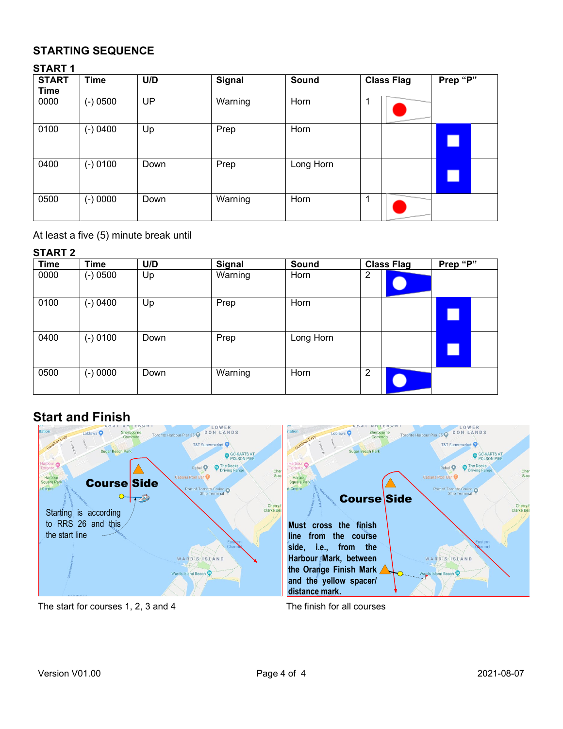## STARTING SEQUENCE

### START 1

| START Time | Time | U/D | Signal | Sound | Class Flag | Prep "P" |
|---|---|---|---|---|---|---|
| 0000 | (-) 0500 | UP | Warning | Horn | 1 | |
| 0100 | (-) 0400 | Up | Prep | Horn | | |
| 0400 | (-) 0100 | Down | Prep | Long Horn | | |
| 0500 | (-) 0000 | Down | Warning | Horn | 1 | |

At least a five (5) minute break until

### START 2

| Time | Time | U/D | Signal | Sound | Class Flag | Prep "P" |
|---|---|---|---|---|---|---|
| 0000 | (-) 0500 | Up | Warning | Horn | 2 | |
| 0100 | (-) 0400 | Up | Prep | Horn | | |
| 0400 | (-) 0100 | Down | Prep | Long Horn | | |
| 0500 | (-) 0000 | Down | Warning | Horn | 2 | |

## Start and Finish

Course Side

Starting is according to RRS 26 and this the start line

The start for courses 1, 2, 3 and 4

Course Side

Must cross the finish line from the course side, i.e., from the Harbour Mark, between the Orange Finish Mark and the yellow spacer/ distance mark.

The finish for all courses